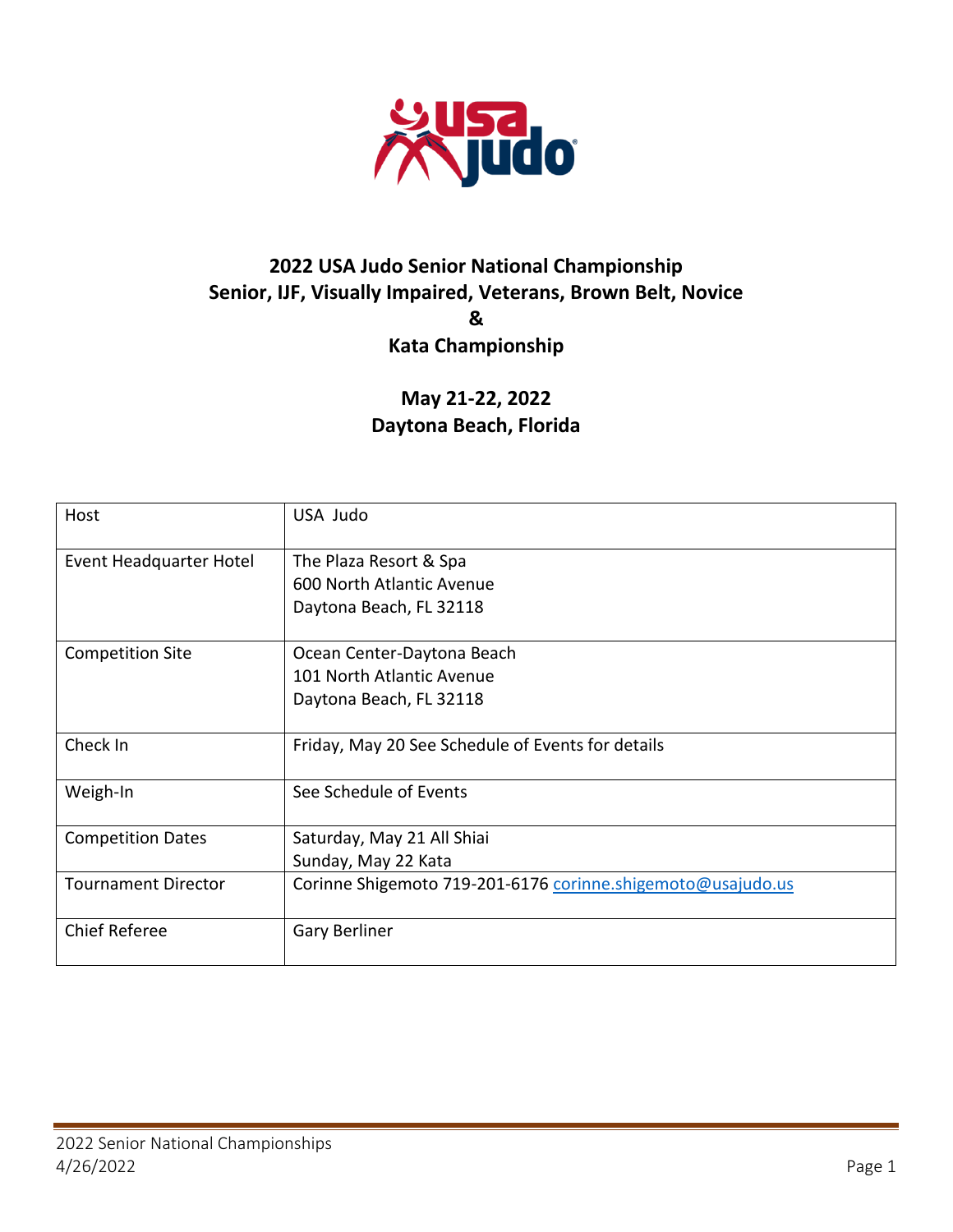# 2022 USA Judo Senior National Championship
## Senior, IJF, Visually Impaired, Veterans, Brown Belt, Novice
## &
## Kata Championship

### May 21-22, 2022
### Daytona Beach, Florida

| | |
|---|---|
| Host | USA Judo |
| Event Headquarter Hotel | The Plaza Resort & Spa<br>600 North Atlantic Avenue<br>Daytona Beach, FL 32118 |
| Competition Site | Ocean Center-Daytona Beach<br>101 North Atlantic Avenue<br>Daytona Beach, FL 32118 |
| Check In | Friday, May 20 See Schedule of Events for details |
| Weigh-In | See Schedule of Events |
| Competition Dates | Saturday, May 21 All Shiai<br>Sunday, May 22 Kata |
| Tournament Director | Corinne Shigemoto 719-201-6176 corinne.shigemoto@usajudo.us |
| Chief Referee | Gary Berliner |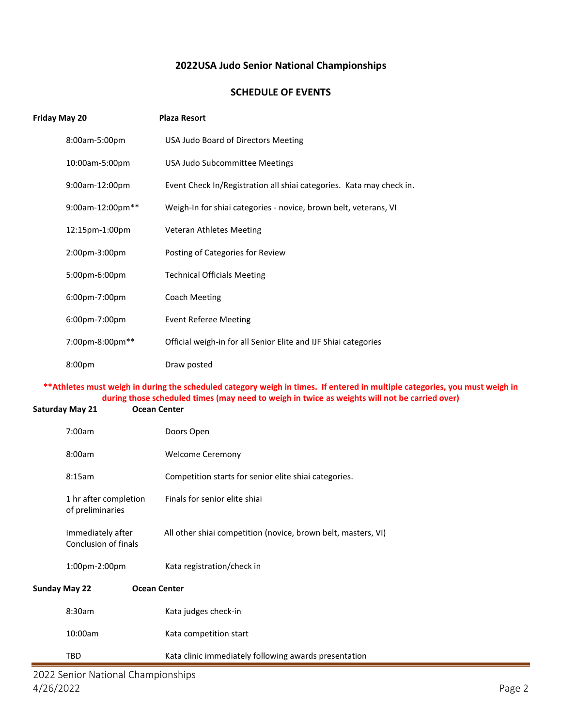# 2022USA Judo Senior National Championships

## SCHEDULE OF EVENTS

**Friday May 20** **Plaza Resort**

| | |
|---|---|
| 8:00am-5:00pm | USA Judo Board of Directors Meeting |
| 10:00am-5:00pm | USA Judo Subcommittee Meetings |
| 9:00am-12:00pm | Event Check In/Registration all shiai categories. Kata may check in. |
| 9:00am-12:00pm** | Weigh-In for shiai categories - novice, brown belt, veterans, VI |
| 12:15pm-1:00pm | Veteran Athletes Meeting |
| 2:00pm-3:00pm | Posting of Categories for Review |
| 5:00pm-6:00pm | Technical Officials Meeting |
| 6:00pm-7:00pm | Coach Meeting |
| 6:00pm-7:00pm | Event Referee Meeting |
| 7:00pm-8:00pm** | Official weigh-in for all Senior Elite and IJF Shiai categories |
| 8:00pm | Draw posted |

****Athletes must weigh in during the scheduled category weigh in times. If entered in multiple categories, you must weigh in during those scheduled times (may need to weigh in twice as weights will not be carried over)**

**Saturday May 21** **Ocean Center**

| | |
|---|---|
| 7:00am | Doors Open |
| 8:00am | Welcome Ceremony |
| 8:15am | Competition starts for senior elite shiai categories. |
| 1 hr after completion of preliminaries | Finals for senior elite shiai |
| Immediately after Conclusion of finals | All other shiai competition (novice, brown belt, masters, VI) |
| 1:00pm-2:00pm | Kata registration/check in |

**Sunday May 22** **Ocean Center**

| | |
|---|---|
| 8:30am | Kata judges check-in |
| 10:00am | Kata competition start |
| TBD | Kata clinic immediately following awards presentation |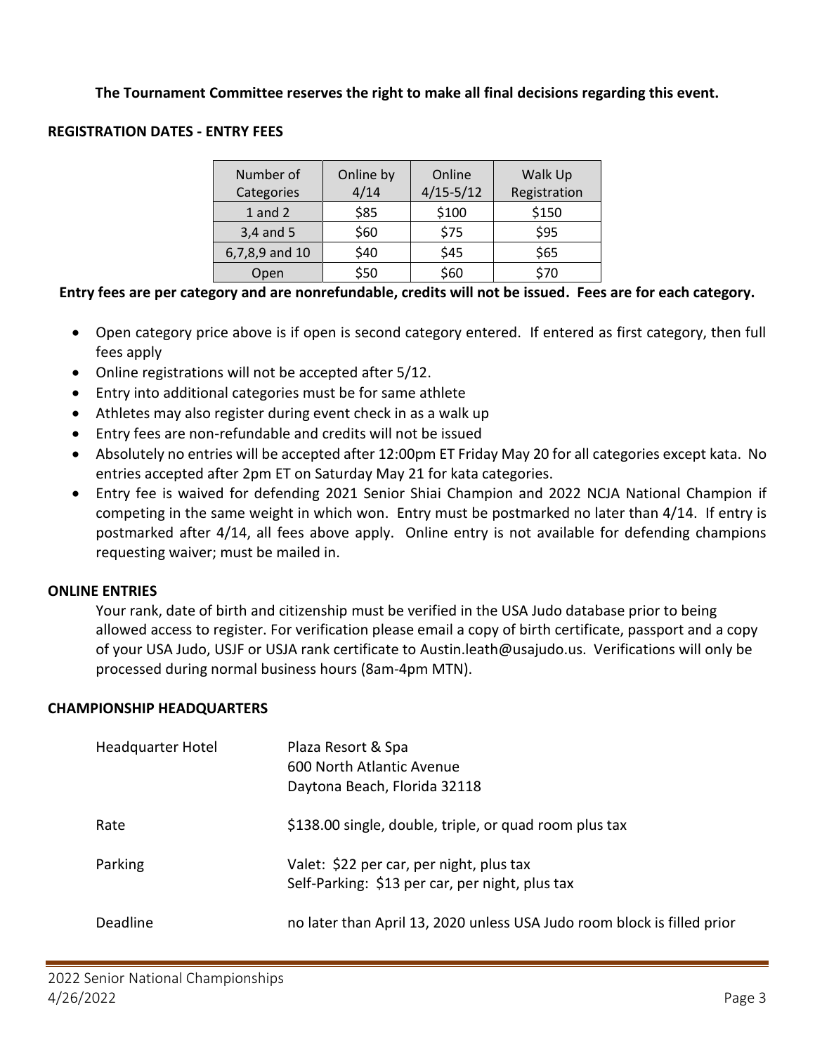**The Tournament Committee reserves the right to make all final decisions regarding this event.**

**REGISTRATION DATES - ENTRY FEES**

| Number of Categories | Online by 4/14 | Online 4/15-5/12 | Walk Up Registration |
|---|---|---|---|
| 1 and 2 | $85 | $100 | $150 |
| 3,4 and 5 | $60 | $75 | $95 |
| 6,7,8,9 and 10 | $40 | $45 | $65 |
| Open | $50 | $60 | $70 |

**Entry fees are per category and are nonrefundable, credits will not be issued. Fees are for each category.**

- Open category price above is if open is second category entered. If entered as first category, then full fees apply
- Online registrations will not be accepted after 5/12.
- Entry into additional categories must be for same athlete
- Athletes may also register during event check in as a walk up
- Entry fees are non-refundable and credits will not be issued
- Absolutely no entries will be accepted after 12:00pm ET Friday May 20 for all categories except kata. No entries accepted after 2pm ET on Saturday May 21 for kata categories.
- Entry fee is waived for defending 2021 Senior Shiai Champion and 2022 NCJA National Champion if competing in the same weight in which won. Entry must be postmarked no later than 4/14. If entry is postmarked after 4/14, all fees above apply. Online entry is not available for defending champions requesting waiver; must be mailed in.

**ONLINE ENTRIES**

Your rank, date of birth and citizenship must be verified in the USA Judo database prior to being allowed access to register. For verification please email a copy of birth certificate, passport and a copy of your USA Judo, USJF or USJA rank certificate to Austin.leath@usajudo.us. Verifications will only be processed during normal business hours (8am-4pm MTN).

**CHAMPIONSHIP HEADQUARTERS**

| | |
|---|---|
| Headquarter Hotel | Plaza Resort & Spa<br>600 North Atlantic Avenue<br>Daytona Beach, Florida 32118 |
| Rate | $138.00 single, double, triple, or quad room plus tax |
| Parking | Valet: $22 per car, per night, plus tax<br>Self-Parking: $13 per car, per night, plus tax |
| Deadline | no later than April 13, 2020 unless USA Judo room block is filled prior |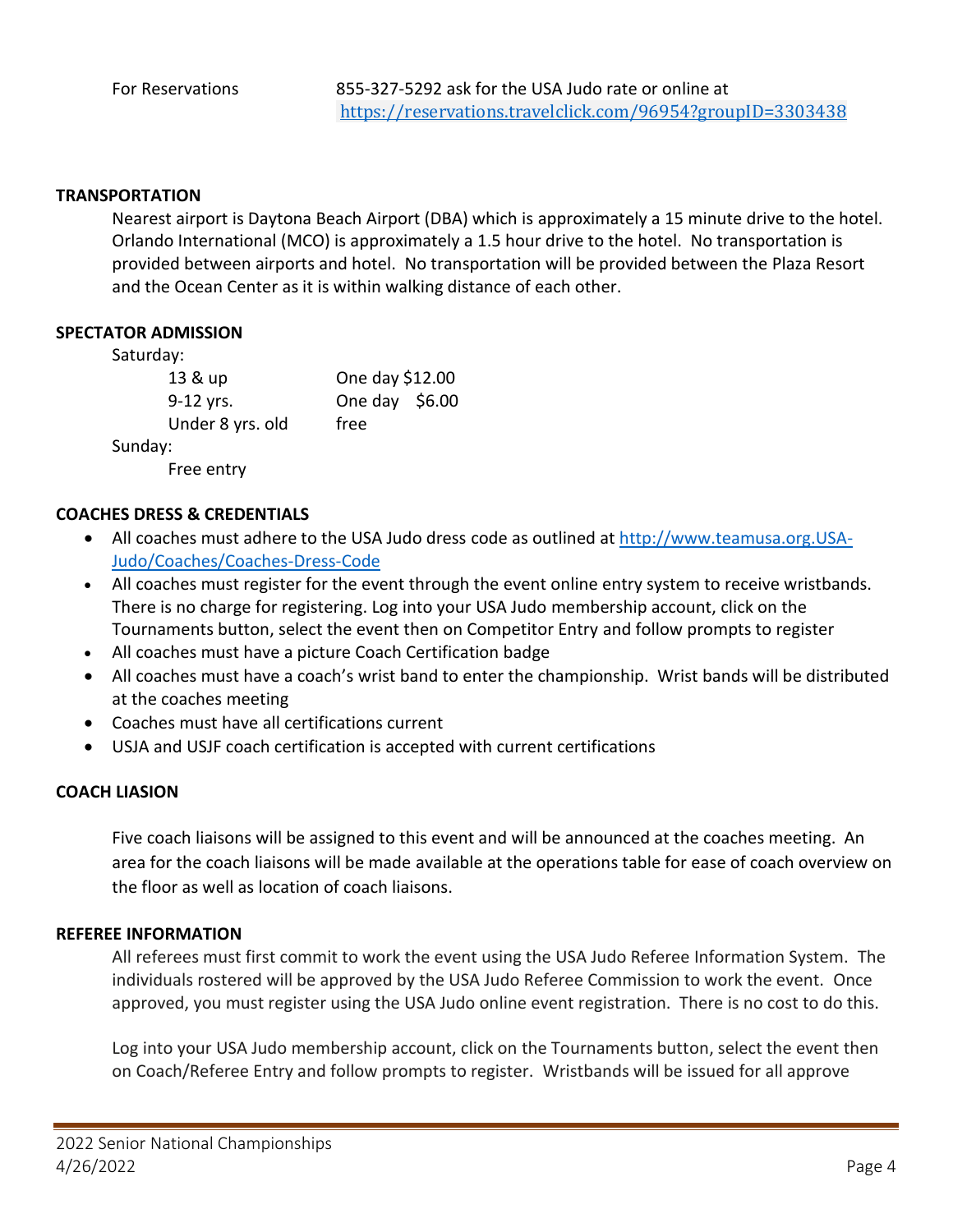For Reservations 855-327-5292 ask for the USA Judo rate or online at https://reservations.travelclick.com/96954?groupID=3303438

**TRANSPORTATION**

Nearest airport is Daytona Beach Airport (DBA) which is approximately a 15 minute drive to the hotel. Orlando International (MCO) is approximately a 1.5 hour drive to the hotel. No transportation is provided between airports and hotel. No transportation will be provided between the Plaza Resort and the Ocean Center as it is within walking distance of each other.

**SPECTATOR ADMISSION**

Saturday:

| | |
|---|---|
| 13 & up | One day $12.00 |
| 9-12 yrs. | One day $6.00 |
| Under 8 yrs. old | free |

Sunday:

Free entry

**COACHES DRESS & CREDENTIALS**

- All coaches must adhere to the USA Judo dress code as outlined at http://www.teamusa.org.USA-Judo/Coaches/Coaches-Dress-Code
- All coaches must register for the event through the event online entry system to receive wristbands. There is no charge for registering. Log into your USA Judo membership account, click on the Tournaments button, select the event then on Competitor Entry and follow prompts to register
- All coaches must have a picture Coach Certification badge
- All coaches must have a coach's wrist band to enter the championship. Wrist bands will be distributed at the coaches meeting
- Coaches must have all certifications current
- USJA and USJF coach certification is accepted with current certifications

**COACH LIASION**

Five coach liaisons will be assigned to this event and will be announced at the coaches meeting. An area for the coach liaisons will be made available at the operations table for ease of coach overview on the floor as well as location of coach liaisons.

**REFEREE INFORMATION**

All referees must first commit to work the event using the USA Judo Referee Information System. The individuals rostered will be approved by the USA Judo Referee Commission to work the event. Once approved, you must register using the USA Judo online event registration. There is no cost to do this.

Log into your USA Judo membership account, click on the Tournaments button, select the event then on Coach/Referee Entry and follow prompts to register. Wristbands will be issued for all approve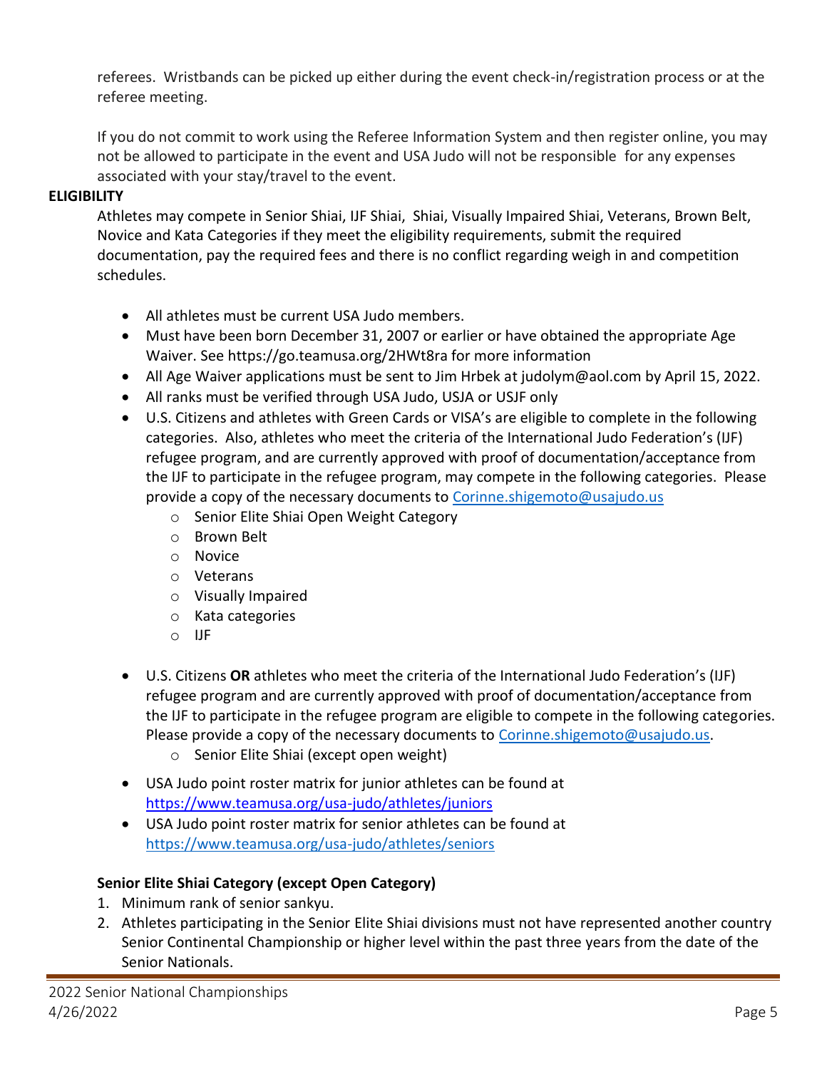referees. Wristbands can be picked up either during the event check-in/registration process or at the referee meeting.

If you do not commit to work using the Referee Information System and then register online, you may not be allowed to participate in the event and USA Judo will not be responsible for any expenses associated with your stay/travel to the event.

**ELIGIBILITY**

Athletes may compete in Senior Shiai, IJF Shiai, Shiai, Visually Impaired Shiai, Veterans, Brown Belt, Novice and Kata Categories if they meet the eligibility requirements, submit the required documentation, pay the required fees and there is no conflict regarding weigh in and competition schedules.

- All athletes must be current USA Judo members.
- Must have been born December 31, 2007 or earlier or have obtained the appropriate Age Waiver. See https://go.teamusa.org/2HWt8ra for more information
- All Age Waiver applications must be sent to Jim Hrbek at judolym@aol.com by April 15, 2022.
- All ranks must be verified through USA Judo, USJA or USJF only
- U.S. Citizens and athletes with Green Cards or VISA's are eligible to complete in the following categories. Also, athletes who meet the criteria of the International Judo Federation's (IJF) refugee program, and are currently approved with proof of documentation/acceptance from the IJF to participate in the refugee program, may compete in the following categories. Please provide a copy of the necessary documents to [Corinne.shigemoto@usajudo.us](mailto:Corinne.shigemoto@usajudo.us)
  - Senior Elite Shiai Open Weight Category
  - Brown Belt
  - Novice
  - Veterans
  - Visually Impaired
  - Kata categories
  - IJF
- U.S. Citizens **OR** athletes who meet the criteria of the International Judo Federation's (IJF) refugee program and are currently approved with proof of documentation/acceptance from the IJF to participate in the refugee program are eligible to compete in the following categories. Please provide a copy of the necessary documents to [Corinne.shigemoto@usajudo.us](mailto:Corinne.shigemoto@usajudo.us).
  - Senior Elite Shiai (except open weight)
- USA Judo point roster matrix for junior athletes can be found at [https://www.teamusa.org/usa-judo/athletes/juniors](https://www.teamusa.org/usa-judo/athletes/juniors)
- USA Judo point roster matrix for senior athletes can be found at [https://www.teamusa.org/usa-judo/athletes/seniors](https://www.teamusa.org/usa-judo/athletes/seniors)

**Senior Elite Shiai Category (except Open Category)**

1. Minimum rank of senior sankyu.
2. Athletes participating in the Senior Elite Shiai divisions must not have represented another country Senior Continental Championship or higher level within the past three years from the date of the Senior Nationals.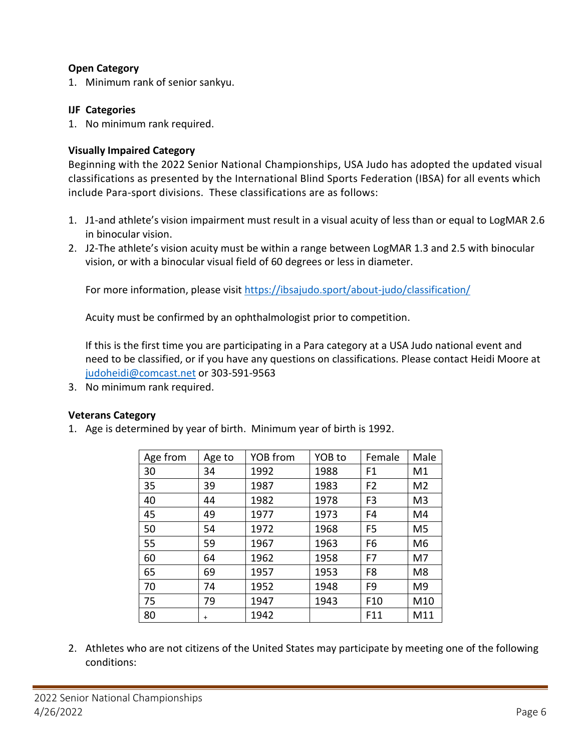**Open Category**

1. Minimum rank of senior sankyu.

**IJF Categories**

1. No minimum rank required.

**Visually Impaired Category**

Beginning with the 2022 Senior National Championships, USA Judo has adopted the updated visual classifications as presented by the International Blind Sports Federation (IBSA) for all events which include Para-sport divisions. These classifications are as follows:

1. J1-and athlete's vision impairment must result in a visual acuity of less than or equal to LogMAR 2.6 in binocular vision.
2. J2-The athlete's vision acuity must be within a range between LogMAR 1.3 and 2.5 with binocular vision, or with a binocular visual field of 60 degrees or less in diameter.

   For more information, please visit https://ibsajudo.sport/about-judo/classification/

   Acuity must be confirmed by an ophthalmologist prior to competition.

   If this is the first time you are participating in a Para category at a USA Judo national event and need to be classified, or if you have any questions on classifications. Please contact Heidi Moore at judoheidi@comcast.net or 303-591-9563
3. No minimum rank required.

**Veterans Category**

1. Age is determined by year of birth. Minimum year of birth is 1992.

| Age from | Age to | YOB from | YOB to | Female | Male |
|---|---|---|---|---|---|
| 30 | 34 | 1992 | 1988 | F1 | M1 |
| 35 | 39 | 1987 | 1983 | F2 | M2 |
| 40 | 44 | 1982 | 1978 | F3 | M3 |
| 45 | 49 | 1977 | 1973 | F4 | M4 |
| 50 | 54 | 1972 | 1968 | F5 | M5 |
| 55 | 59 | 1967 | 1963 | F6 | M6 |
| 60 | 64 | 1962 | 1958 | F7 | M7 |
| 65 | 69 | 1957 | 1953 | F8 | M8 |
| 70 | 74 | 1952 | 1948 | F9 | M9 |
| 75 | 79 | 1947 | 1943 | F10 | M10 |
| 80 | + | 1942 | | F11 | M11 |

2. Athletes who are not citizens of the United States may participate by meeting one of the following conditions: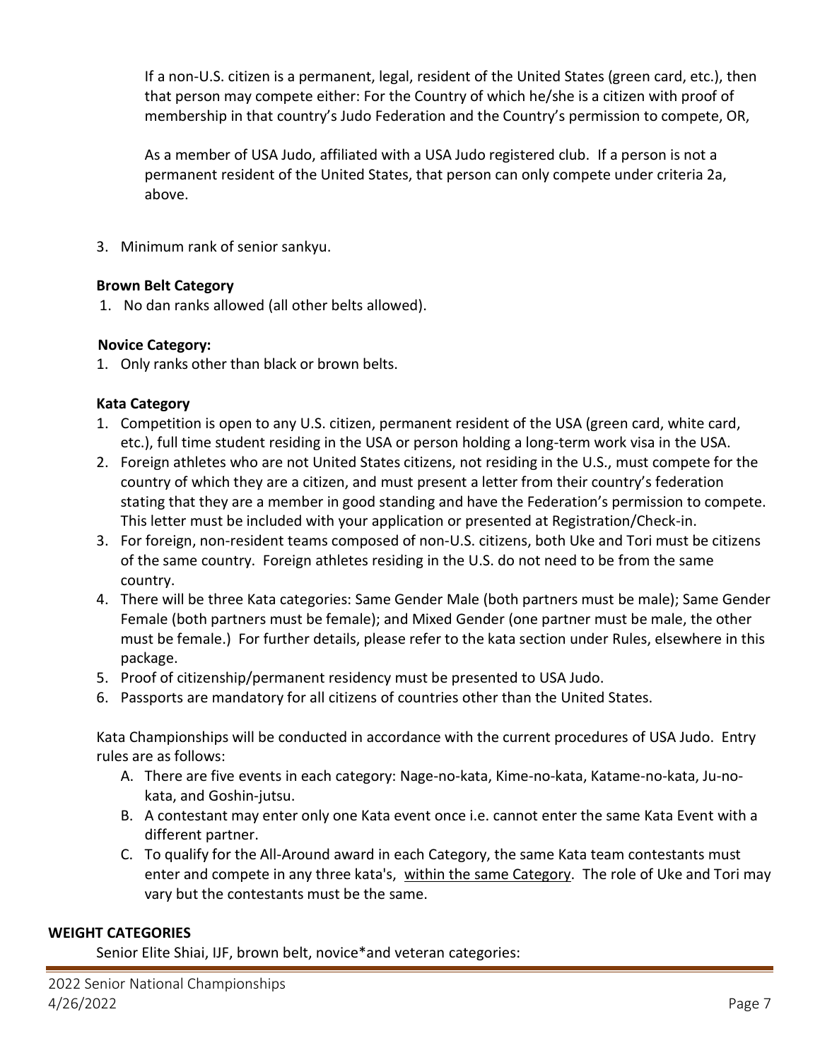If a non-U.S. citizen is a permanent, legal, resident of the United States (green card, etc.), then that person may compete either: For the Country of which he/she is a citizen with proof of membership in that country's Judo Federation and the Country's permission to compete, OR,

As a member of USA Judo, affiliated with a USA Judo registered club. If a person is not a permanent resident of the United States, that person can only compete under criteria 2a, above.

3. Minimum rank of senior sankyu.

**Brown Belt Category**

1. No dan ranks allowed (all other belts allowed).

**Novice Category:**

1. Only ranks other than black or brown belts.

**Kata Category**

1. Competition is open to any U.S. citizen, permanent resident of the USA (green card, white card, etc.), full time student residing in the USA or person holding a long-term work visa in the USA.
2. Foreign athletes who are not United States citizens, not residing in the U.S., must compete for the country of which they are a citizen, and must present a letter from their country's federation stating that they are a member in good standing and have the Federation's permission to compete. This letter must be included with your application or presented at Registration/Check-in.
3. For foreign, non-resident teams composed of non-U.S. citizens, both Uke and Tori must be citizens of the same country. Foreign athletes residing in the U.S. do not need to be from the same country.
4. There will be three Kata categories: Same Gender Male (both partners must be male); Same Gender Female (both partners must be female); and Mixed Gender (one partner must be male, the other must be female.) For further details, please refer to the kata section under Rules, elsewhere in this package.
5. Proof of citizenship/permanent residency must be presented to USA Judo.
6. Passports are mandatory for all citizens of countries other than the United States.

Kata Championships will be conducted in accordance with the current procedures of USA Judo. Entry rules are as follows:

A. There are five events in each category: Nage-no-kata, Kime-no-kata, Katame-no-kata, Ju-no-kata, and Goshin-jutsu.
B. A contestant may enter only one Kata event once i.e. cannot enter the same Kata Event with a different partner.
C. To qualify for the All-Around award in each Category, the same Kata team contestants must enter and compete in any three kata's, <u>within the same Category</u>. The role of Uke and Tori may vary but the contestants must be the same.

**WEIGHT CATEGORIES**

Senior Elite Shiai, IJF, brown belt, novice*and veteran categories: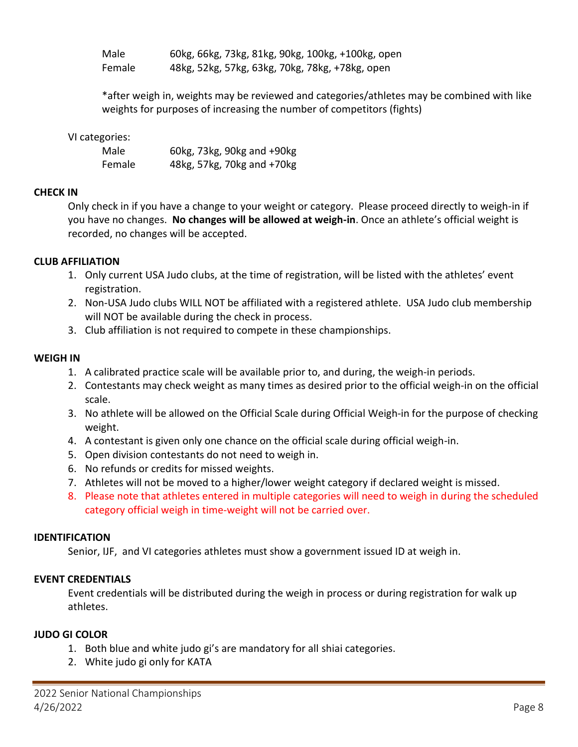| | |
|---|---|
| Male | 60kg, 66kg, 73kg, 81kg, 90kg, 100kg, +100kg, open |
| Female | 48kg, 52kg, 57kg, 63kg, 70kg, 78kg, +78kg, open |

*after weigh in, weights may be reviewed and categories/athletes may be combined with like weights for purposes of increasing the number of competitors (fights)

VI categories:

| | |
|---|---|
| Male | 60kg, 73kg, 90kg and +90kg |
| Female | 48kg, 57kg, 70kg and +70kg |

**CHECK IN**

Only check in if you have a change to your weight or category. Please proceed directly to weigh-in if you have no changes. **No changes will be allowed at weigh-in**. Once an athlete's official weight is recorded, no changes will be accepted.

**CLUB AFFILIATION**

1. Only current USA Judo clubs, at the time of registration, will be listed with the athletes' event registration.
2. Non-USA Judo clubs WILL NOT be affiliated with a registered athlete. USA Judo club membership will NOT be available during the check in process.
3. Club affiliation is not required to compete in these championships.

**WEIGH IN**

1. A calibrated practice scale will be available prior to, and during, the weigh-in periods.
2. Contestants may check weight as many times as desired prior to the official weigh-in on the official scale.
3. No athlete will be allowed on the Official Scale during Official Weigh-in for the purpose of checking weight.
4. A contestant is given only one chance on the official scale during official weigh-in.
5. Open division contestants do not need to weigh in.
6. No refunds or credits for missed weights.
7. Athletes will not be moved to a higher/lower weight category if declared weight is missed.
8. Please note that athletes entered in multiple categories will need to weigh in during the scheduled category official weigh in time-weight will not be carried over.

**IDENTIFICATION**

Senior, IJF, and VI categories athletes must show a government issued ID at weigh in.

**EVENT CREDENTIALS**

Event credentials will be distributed during the weigh in process or during registration for walk up athletes.

**JUDO GI COLOR**

1. Both blue and white judo gi's are mandatory for all shiai categories.
2. White judo gi only for KATA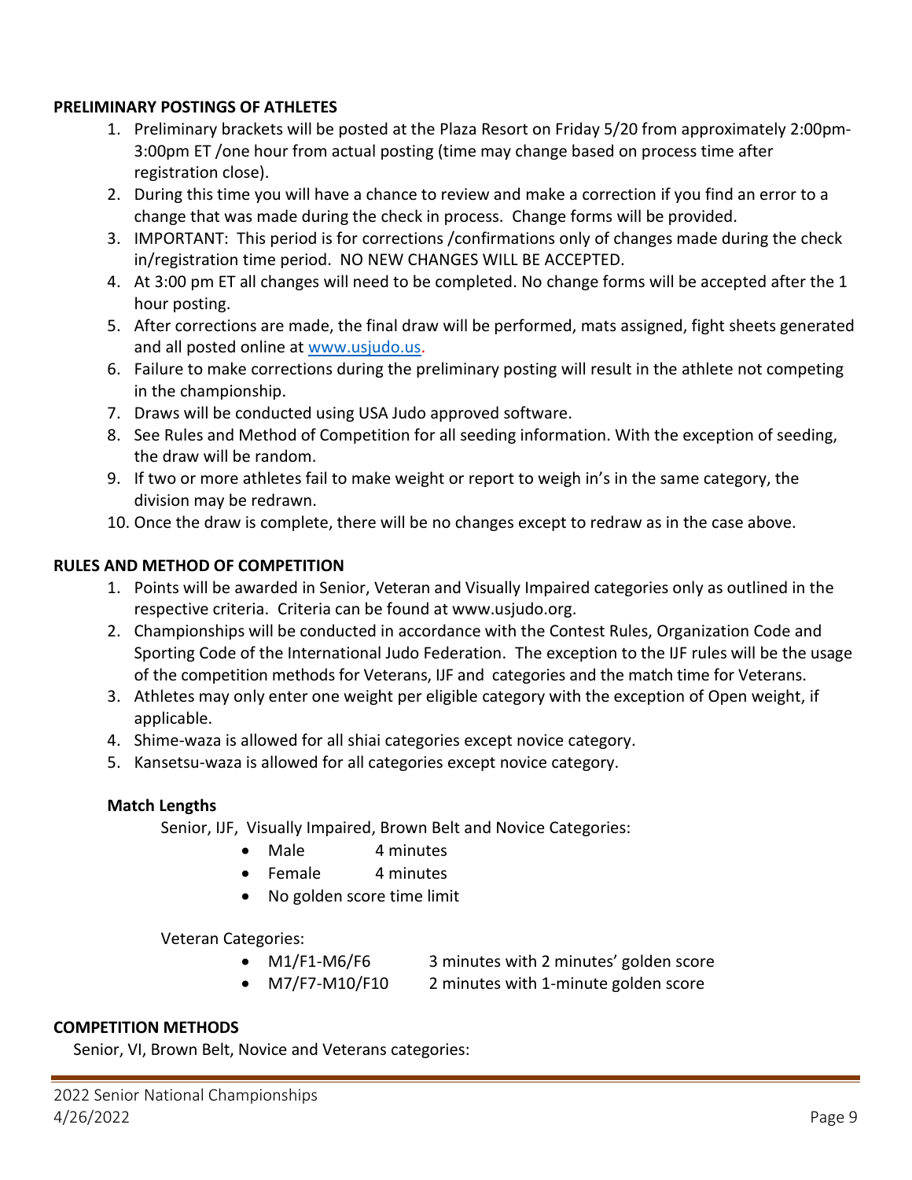**PRELIMINARY POSTINGS OF ATHLETES**

1. Preliminary brackets will be posted at the Plaza Resort on Friday 5/20 from approximately 2:00pm-3:00pm ET /one hour from actual posting (time may change based on process time after registration close).
2. During this time you will have a chance to review and make a correction if you find an error to a change that was made during the check in process. Change forms will be provided.
3. IMPORTANT: This period is for corrections /confirmations only of changes made during the check in/registration time period. NO NEW CHANGES WILL BE ACCEPTED.
4. At 3:00 pm ET all changes will need to be completed. No change forms will be accepted after the 1 hour posting.
5. After corrections are made, the final draw will be performed, mats assigned, fight sheets generated and all posted online at [www.usjudo.us](www.usjudo.us).
6. Failure to make corrections during the preliminary posting will result in the athlete not competing in the championship.
7. Draws will be conducted using USA Judo approved software.
8. See Rules and Method of Competition for all seeding information. With the exception of seeding, the draw will be random.
9. If two or more athletes fail to make weight or report to weigh in's in the same category, the division may be redrawn.
10. Once the draw is complete, there will be no changes except to redraw as in the case above.

**RULES AND METHOD OF COMPETITION**

1. Points will be awarded in Senior, Veteran and Visually Impaired categories only as outlined in the respective criteria. Criteria can be found at www.usjudo.org.
2. Championships will be conducted in accordance with the Contest Rules, Organization Code and Sporting Code of the International Judo Federation. The exception to the IJF rules will be the usage of the competition methods for Veterans, IJF and categories and the match time for Veterans.
3. Athletes may only enter one weight per eligible category with the exception of Open weight, if applicable.
4. Shime-waza is allowed for all shiai categories except novice category.
5. Kansetsu-waza is allowed for all categories except novice category.

**Match Lengths**

Senior, IJF, Visually Impaired, Brown Belt and Novice Categories:

- Male 4 minutes
- Female 4 minutes
- No golden score time limit

Veteran Categories:

- M1/F1-M6/F6 3 minutes with 2 minutes' golden score
- M7/F7-M10/F10 2 minutes with 1-minute golden score

**COMPETITION METHODS**

Senior, VI, Brown Belt, Novice and Veterans categories: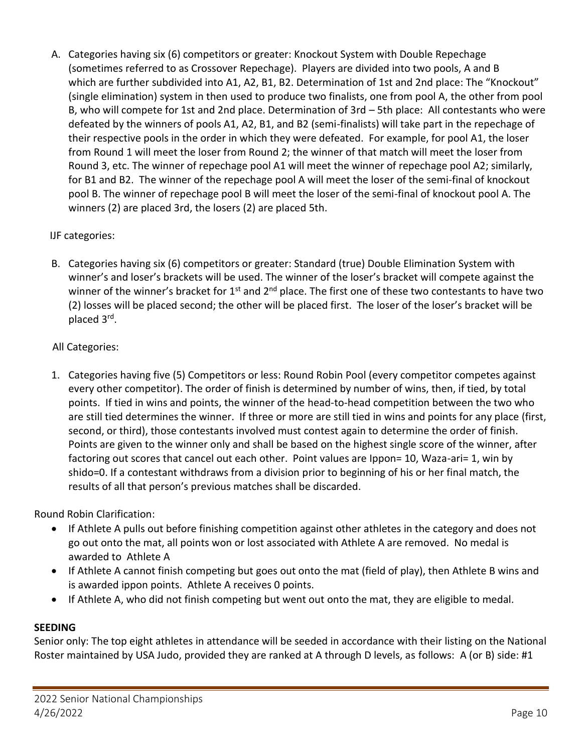A. Categories having six (6) competitors or greater: Knockout System with Double Repechage (sometimes referred to as Crossover Repechage). Players are divided into two pools, A and B which are further subdivided into A1, A2, B1, B2. Determination of 1st and 2nd place: The "Knockout" (single elimination) system in then used to produce two finalists, one from pool A, the other from pool B, who will compete for 1st and 2nd place. Determination of 3rd – 5th place: All contestants who were defeated by the winners of pools A1, A2, B1, and B2 (semi-finalists) will take part in the repechage of their respective pools in the order in which they were defeated. For example, for pool A1, the loser from Round 1 will meet the loser from Round 2; the winner of that match will meet the loser from Round 3, etc. The winner of repechage pool A1 will meet the winner of repechage pool A2; similarly, for B1 and B2. The winner of the repechage pool A will meet the loser of the semi-final of knockout pool B. The winner of repechage pool B will meet the loser of the semi-final of knockout pool A. The winners (2) are placed 3rd, the losers (2) are placed 5th.

IJF categories:

B. Categories having six (6) competitors or greater: Standard (true) Double Elimination System with winner's and loser's brackets will be used. The winner of the loser's bracket will compete against the winner of the winner's bracket for 1st and 2nd place. The first one of these two contestants to have two (2) losses will be placed second; the other will be placed first. The loser of the loser's bracket will be placed 3rd.

All Categories:

1. Categories having five (5) Competitors or less: Round Robin Pool (every competitor competes against every other competitor). The order of finish is determined by number of wins, then, if tied, by total points. If tied in wins and points, the winner of the head-to-head competition between the two who are still tied determines the winner. If three or more are still tied in wins and points for any place (first, second, or third), those contestants involved must contest again to determine the order of finish. Points are given to the winner only and shall be based on the highest single score of the winner, after factoring out scores that cancel out each other. Point values are Ippon= 10, Waza-ari= 1, win by shido=0. If a contestant withdraws from a division prior to beginning of his or her final match, the results of all that person's previous matches shall be discarded.

Round Robin Clarification:

- If Athlete A pulls out before finishing competition against other athletes in the category and does not go out onto the mat, all points won or lost associated with Athlete A are removed. No medal is awarded to Athlete A
- If Athlete A cannot finish competing but goes out onto the mat (field of play), then Athlete B wins and is awarded ippon points. Athlete A receives 0 points.
- If Athlete A, who did not finish competing but went out onto the mat, they are eligible to medal.

**SEEDING**

Senior only: The top eight athletes in attendance will be seeded in accordance with their listing on the National Roster maintained by USA Judo, provided they are ranked at A through D levels, as follows: A (or B) side: #1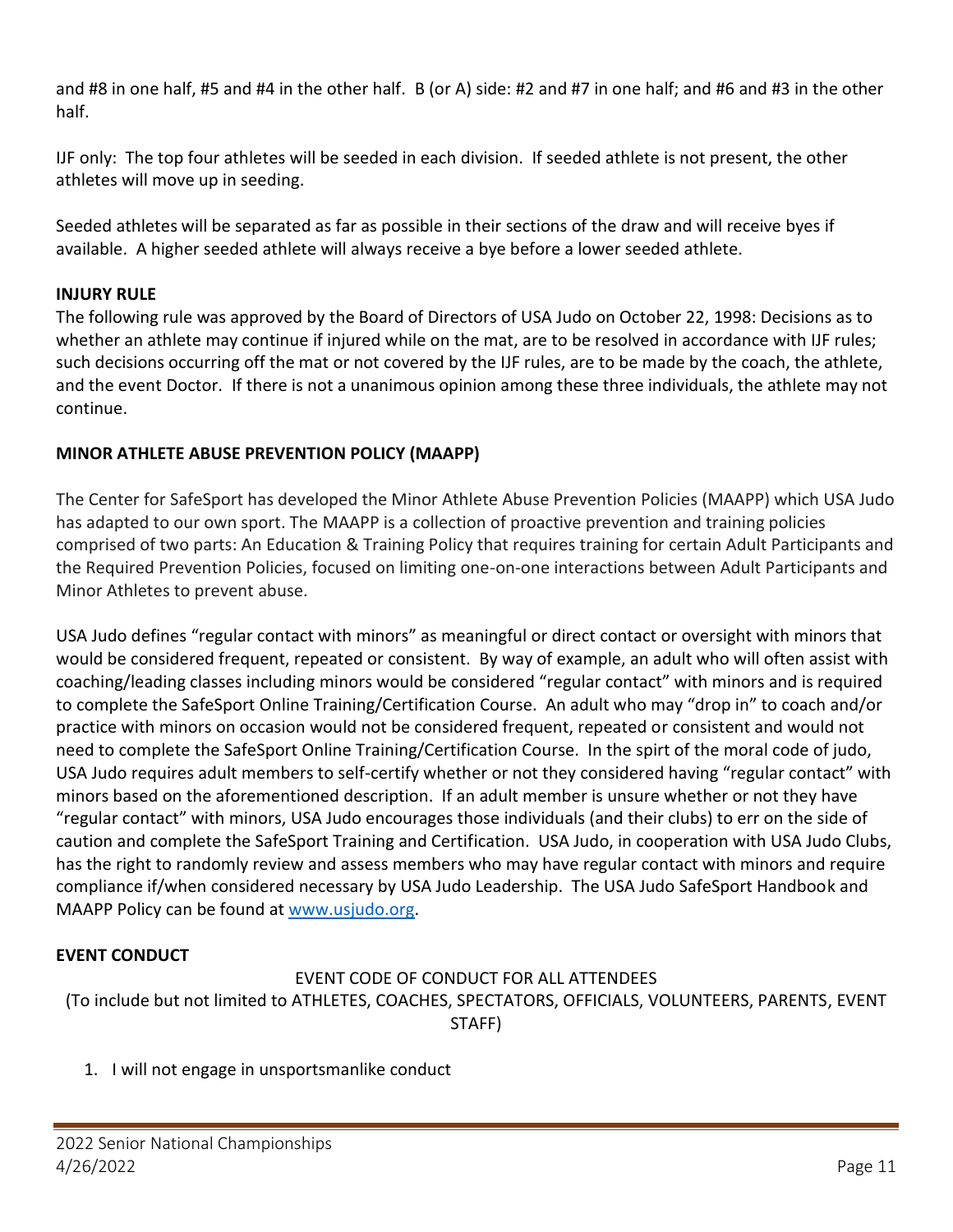and #8 in one half, #5 and #4 in the other half. B (or A) side: #2 and #7 in one half; and #6 and #3 in the other half.

IJF only: The top four athletes will be seeded in each division. If seeded athlete is not present, the other athletes will move up in seeding.

Seeded athletes will be separated as far as possible in their sections of the draw and will receive byes if available. A higher seeded athlete will always receive a bye before a lower seeded athlete.

**INJURY RULE**

The following rule was approved by the Board of Directors of USA Judo on October 22, 1998: Decisions as to whether an athlete may continue if injured while on the mat, are to be resolved in accordance with IJF rules; such decisions occurring off the mat or not covered by the IJF rules, are to be made by the coach, the athlete, and the event Doctor. If there is not a unanimous opinion among these three individuals, the athlete may not continue.

**MINOR ATHLETE ABUSE PREVENTION POLICY (MAAPP)**

The Center for SafeSport has developed the Minor Athlete Abuse Prevention Policies (MAAPP) which USA Judo has adapted to our own sport. The MAAPP is a collection of proactive prevention and training policies comprised of two parts: An Education & Training Policy that requires training for certain Adult Participants and the Required Prevention Policies, focused on limiting one-on-one interactions between Adult Participants and Minor Athletes to prevent abuse.

USA Judo defines "regular contact with minors" as meaningful or direct contact or oversight with minors that would be considered frequent, repeated or consistent. By way of example, an adult who will often assist with coaching/leading classes including minors would be considered "regular contact" with minors and is required to complete the SafeSport Online Training/Certification Course. An adult who may "drop in" to coach and/or practice with minors on occasion would not be considered frequent, repeated or consistent and would not need to complete the SafeSport Online Training/Certification Course. In the spirt of the moral code of judo, USA Judo requires adult members to self-certify whether or not they considered having "regular contact" with minors based on the aforementioned description. If an adult member is unsure whether or not they have "regular contact" with minors, USA Judo encourages those individuals (and their clubs) to err on the side of caution and complete the SafeSport Training and Certification. USA Judo, in cooperation with USA Judo Clubs, has the right to randomly review and assess members who may have regular contact with minors and require compliance if/when considered necessary by USA Judo Leadership. The USA Judo SafeSport Handbook and MAAPP Policy can be found at [www.usjudo.org](http://www.usjudo.org).

**EVENT CONDUCT**

EVENT CODE OF CONDUCT FOR ALL ATTENDEES
(To include but not limited to ATHLETES, COACHES, SPECTATORS, OFFICIALS, VOLUNTEERS, PARENTS, EVENT STAFF)

1. I will not engage in unsportsmanlike conduct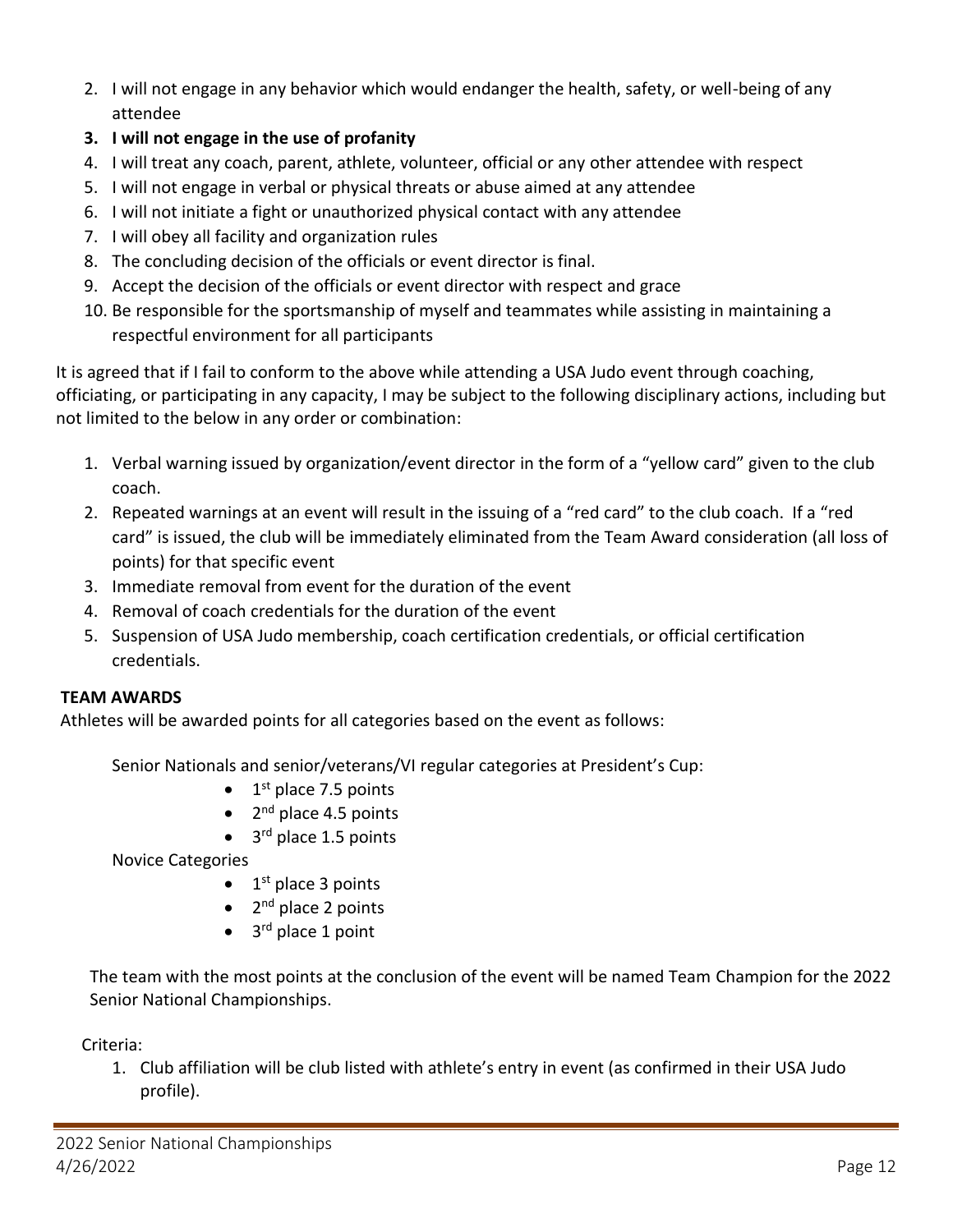2. I will not engage in any behavior which would endanger the health, safety, or well-being of any attendee
3. **I will not engage in the use of profanity**
4. I will treat any coach, parent, athlete, volunteer, official or any other attendee with respect
5. I will not engage in verbal or physical threats or abuse aimed at any attendee
6. I will not initiate a fight or unauthorized physical contact with any attendee
7. I will obey all facility and organization rules
8. The concluding decision of the officials or event director is final.
9. Accept the decision of the officials or event director with respect and grace
10. Be responsible for the sportsmanship of myself and teammates while assisting in maintaining a respectful environment for all participants

It is agreed that if I fail to conform to the above while attending a USA Judo event through coaching, officiating, or participating in any capacity, I may be subject to the following disciplinary actions, including but not limited to the below in any order or combination:

1. Verbal warning issued by organization/event director in the form of a "yellow card" given to the club coach.
2. Repeated warnings at an event will result in the issuing of a "red card" to the club coach. If a "red card" is issued, the club will be immediately eliminated from the Team Award consideration (all loss of points) for that specific event
3. Immediate removal from event for the duration of the event
4. Removal of coach credentials for the duration of the event
5. Suspension of USA Judo membership, coach certification credentials, or official certification credentials.

**TEAM AWARDS**

Athletes will be awarded points for all categories based on the event as follows:

Senior Nationals and senior/veterans/VI regular categories at President's Cup:

- 1st place 7.5 points
- 2nd place 4.5 points
- 3rd place 1.5 points

Novice Categories

- 1st place 3 points
- 2nd place 2 points
- 3rd place 1 point

The team with the most points at the conclusion of the event will be named Team Champion for the 2022 Senior National Championships.

Criteria:

1. Club affiliation will be club listed with athlete's entry in event (as confirmed in their USA Judo profile).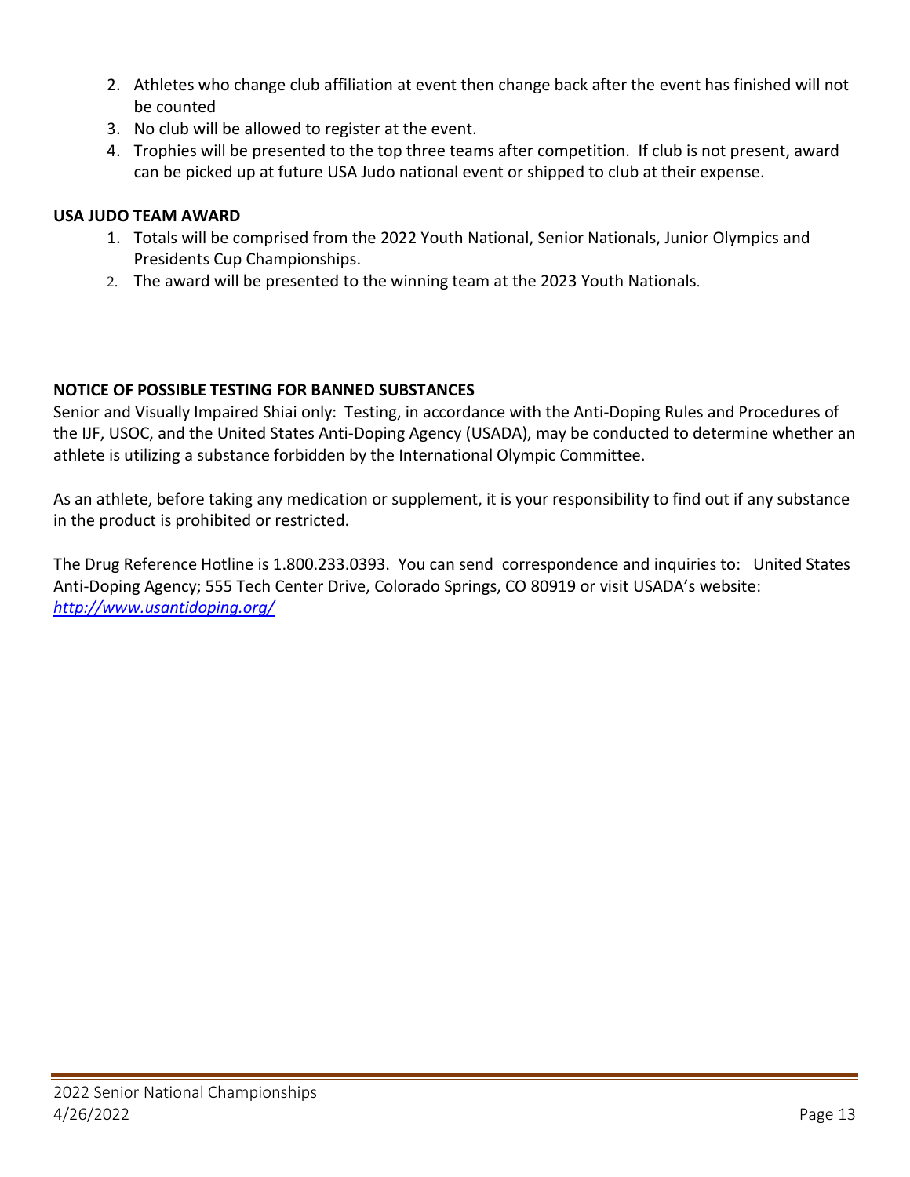2. Athletes who change club affiliation at event then change back after the event has finished will not be counted
3. No club will be allowed to register at the event.
4. Trophies will be presented to the top three teams after competition. If club is not present, award can be picked up at future USA Judo national event or shipped to club at their expense.

**USA JUDO TEAM AWARD**

1. Totals will be comprised from the 2022 Youth National, Senior Nationals, Junior Olympics and Presidents Cup Championships.
2. The award will be presented to the winning team at the 2023 Youth Nationals.

**NOTICE OF POSSIBLE TESTING FOR BANNED SUBSTANCES**

Senior and Visually Impaired Shiai only: Testing, in accordance with the Anti-Doping Rules and Procedures of the IJF, USOC, and the United States Anti-Doping Agency (USADA), may be conducted to determine whether an athlete is utilizing a substance forbidden by the International Olympic Committee.

As an athlete, before taking any medication or supplement, it is your responsibility to find out if any substance in the product is prohibited or restricted.

The Drug Reference Hotline is 1.800.233.0393. You can send correspondence and inquiries to: United States Anti-Doping Agency; 555 Tech Center Drive, Colorado Springs, CO 80919 or visit USADA's website: *http://www.usantidoping.org/*